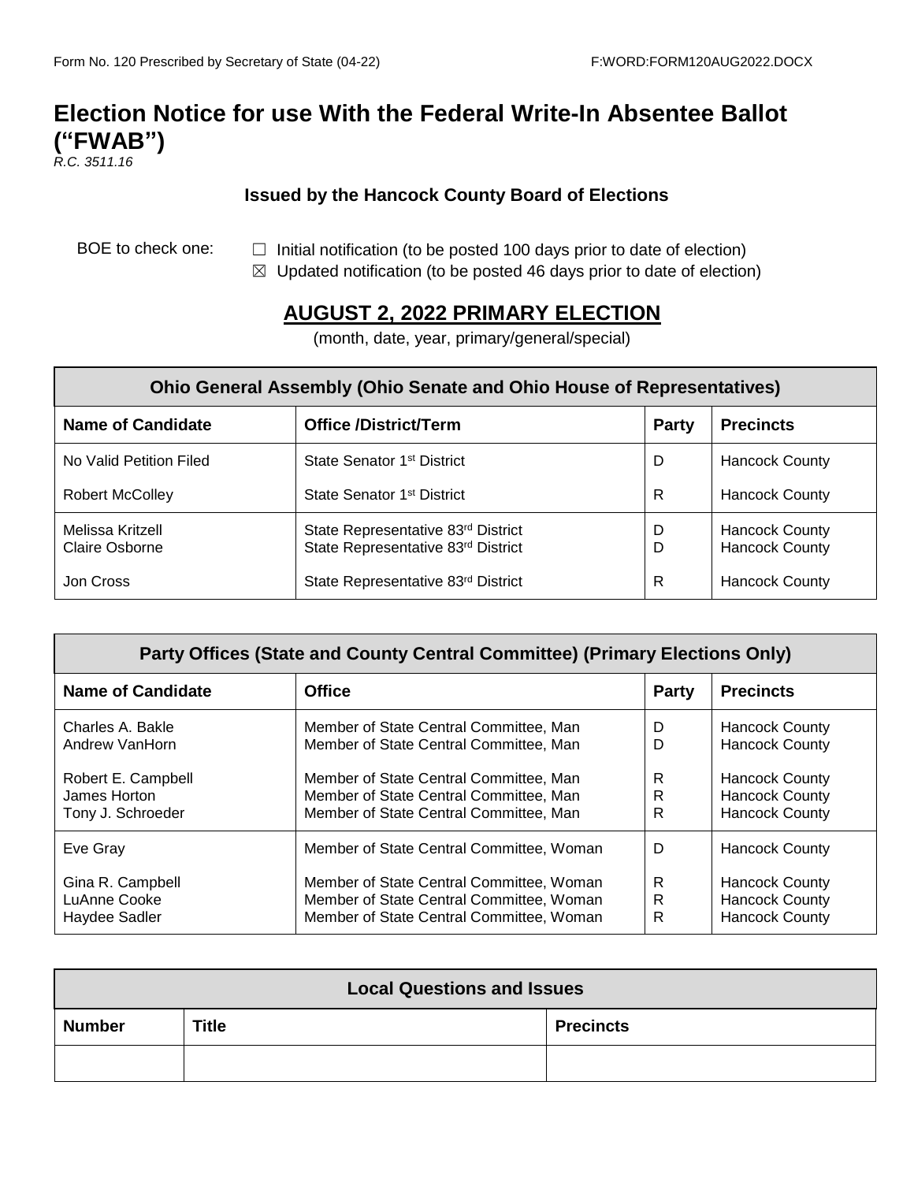Form No. 120 Prescribed by Secretary of State (04-22) F:WORD:FORM120AUG2022.DOCX

# Election Notice for use With the Federal Write-In Absentee Ballot ("FWAB")

*R.C. 3511.16*

### Issued by the Hancock County Board of Elections

BOE to check one:

☐ Initial notification (to be posted 100 days prior to date of election)
☒ Updated notification (to be posted 46 days prior to date of election)

## AUGUST 2, 2022 PRIMARY ELECTION

(month, date, year, primary/general/special)

| Ohio General Assembly (Ohio Senate and Ohio House of Representatives) | | | |
|---|---|---|---|
| **Name of Candidate** | **Office /District/Term** | **Party** | **Precincts** |
| No Valid Petition Filed | State Senator 1st District | D | Hancock County |
| Robert McColley | State Senator 1st District | R | Hancock County |
| Melissa Kritzell | State Representative 83rd District | D | Hancock County |
| Claire Osborne | State Representative 83rd District | D | Hancock County |
| Jon Cross | State Representative 83rd District | R | Hancock County |

| Party Offices (State and County Central Committee) (Primary Elections Only) | | | |
|---|---|---|---|
| **Name of Candidate** | **Office** | **Party** | **Precincts** |
| Charles A. Bakle | Member of State Central Committee, Man | D | Hancock County |
| Andrew VanHorn | Member of State Central Committee, Man | D | Hancock County |
| Robert E. Campbell | Member of State Central Committee, Man | R | Hancock County |
| James Horton | Member of State Central Committee, Man | R | Hancock County |
| Tony J. Schroeder | Member of State Central Committee, Man | R | Hancock County |
| Eve Gray | Member of State Central Committee, Woman | D | Hancock County |
| Gina R. Campbell | Member of State Central Committee, Woman | R | Hancock County |
| LuAnne Cooke | Member of State Central Committee, Woman | R | Hancock County |
| Haydee Sadler | Member of State Central Committee, Woman | R | Hancock County |

| Local Questions and Issues | | |
|---|---|---|
| **Number** | **Title** | **Precincts** |
| | | |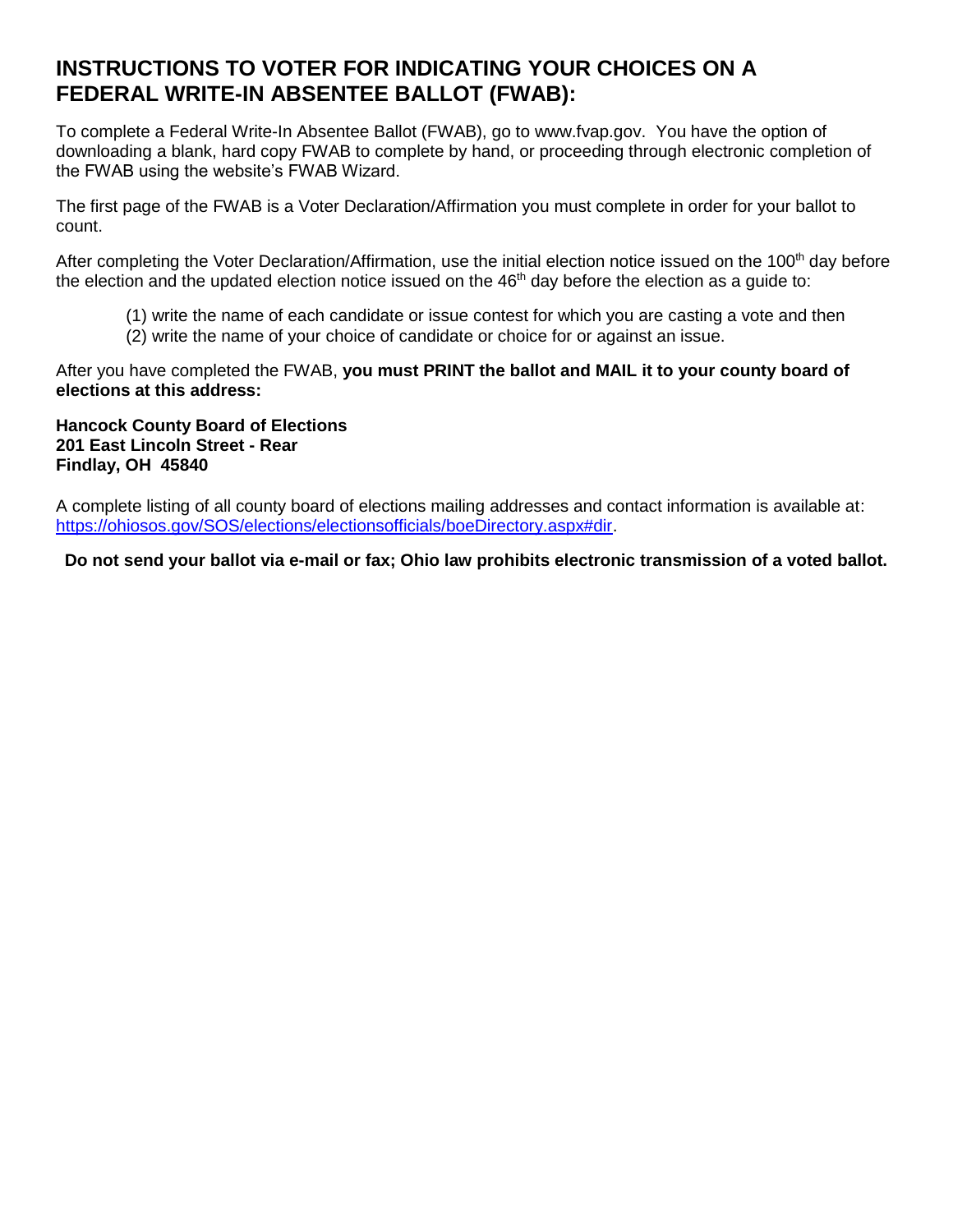# INSTRUCTIONS TO VOTER FOR INDICATING YOUR CHOICES ON A FEDERAL WRITE-IN ABSENTEE BALLOT (FWAB):

To complete a Federal Write-In Absentee Ballot (FWAB), go to www.fvap.gov. You have the option of downloading a blank, hard copy FWAB to complete by hand, or proceeding through electronic completion of the FWAB using the website's FWAB Wizard.

The first page of the FWAB is a Voter Declaration/Affirmation you must complete in order for your ballot to count.

After completing the Voter Declaration/Affirmation, use the initial election notice issued on the 100th day before the election and the updated election notice issued on the 46th day before the election as a guide to:

(1) write the name of each candidate or issue contest for which you are casting a vote and then
(2) write the name of your choice of candidate or choice for or against an issue.

After you have completed the FWAB, **you must PRINT the ballot and MAIL it to your county board of elections at this address:**

**Hancock County Board of Elections**
**201 East Lincoln Street - Rear**
**Findlay, OH 45840**

A complete listing of all county board of elections mailing addresses and contact information is available at: https://ohiosos.gov/SOS/elections/electionsofficials/boeDirectory.aspx#dir.

**Do not send your ballot via e-mail or fax; Ohio law prohibits electronic transmission of a voted ballot.**